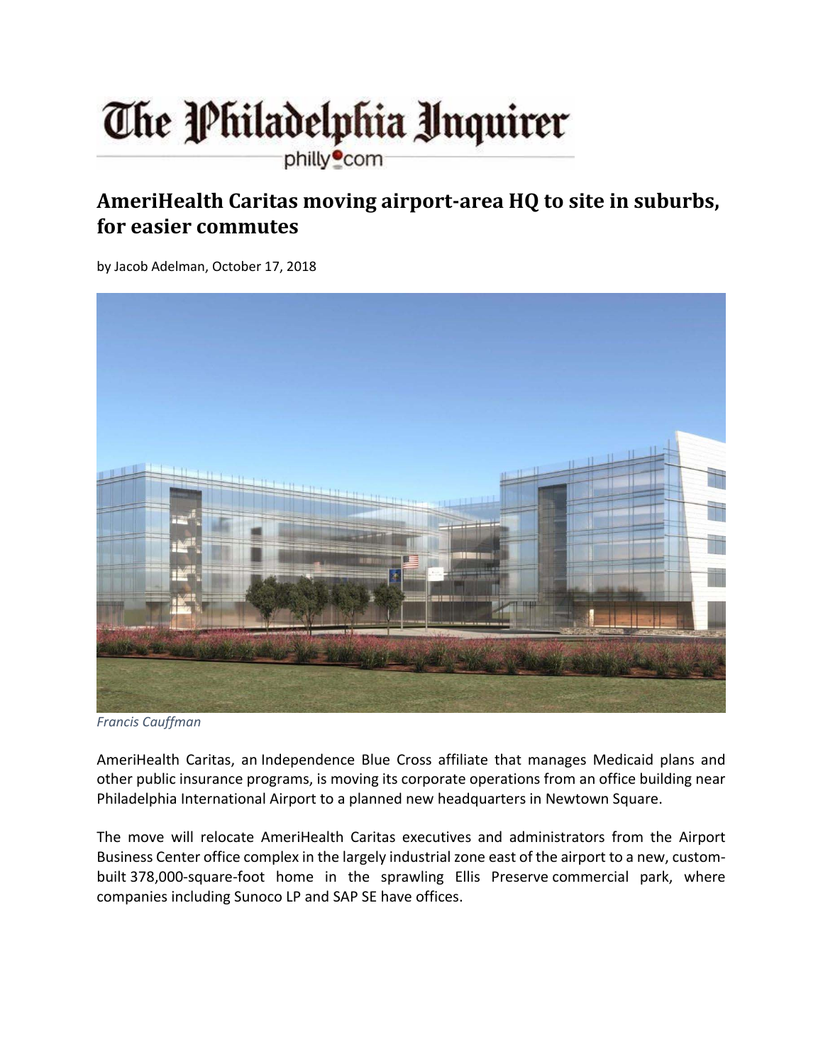The Philadelphia Inquirer

philly.com

# AmeriHealth Caritas moving airport-area HQ to site in suburbs, for easier commutes

by Jacob Adelman, October 17, 2018

*Francis Cauffman*

AmeriHealth Caritas, an Independence Blue Cross affiliate that manages Medicaid plans and other public insurance programs, is moving its corporate operations from an office building near Philadelphia International Airport to a planned new headquarters in Newtown Square.

The move will relocate AmeriHealth Caritas executives and administrators from the Airport Business Center office complex in the largely industrial zone east of the airport to a new, custom-built 378,000-square-foot home in the sprawling Ellis Preserve commercial park, where companies including Sunoco LP and SAP SE have offices.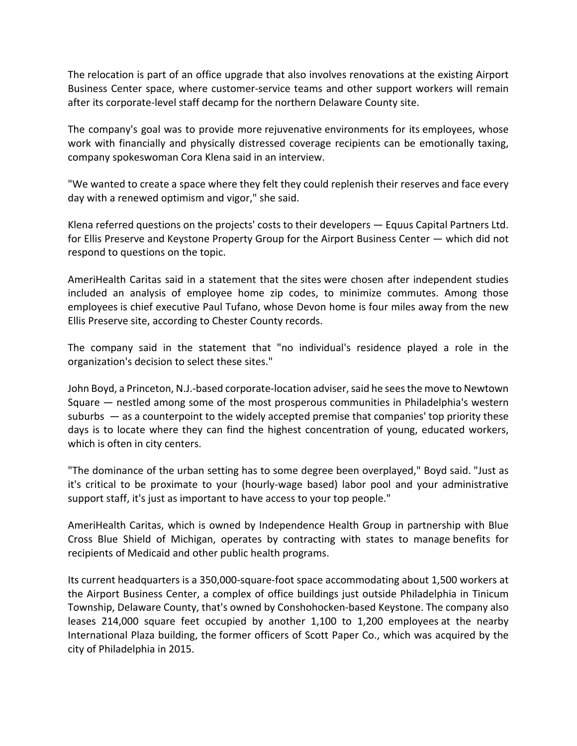The relocation is part of an office upgrade that also involves renovations at the existing Airport Business Center space, where customer-service teams and other support workers will remain after its corporate-level staff decamp for the northern Delaware County site.

The company's goal was to provide more rejuvenative environments for its employees, whose work with financially and physically distressed coverage recipients can be emotionally taxing, company spokeswoman Cora Klena said in an interview.

"We wanted to create a space where they felt they could replenish their reserves and face every day with a renewed optimism and vigor," she said.

Klena referred questions on the projects' costs to their developers — Equus Capital Partners Ltd. for Ellis Preserve and Keystone Property Group for the Airport Business Center — which did not respond to questions on the topic.

AmeriHealth Caritas said in a statement that the sites were chosen after independent studies included an analysis of employee home zip codes, to minimize commutes. Among those employees is chief executive Paul Tufano, whose Devon home is four miles away from the new Ellis Preserve site, according to Chester County records.

The company said in the statement that "no individual's residence played a role in the organization's decision to select these sites."

John Boyd, a Princeton, N.J.-based corporate-location adviser, said he sees the move to Newtown Square — nestled among some of the most prosperous communities in Philadelphia's western suburbs — as a counterpoint to the widely accepted premise that companies' top priority these days is to locate where they can find the highest concentration of young, educated workers, which is often in city centers.

"The dominance of the urban setting has to some degree been overplayed," Boyd said. "Just as it's critical to be proximate to your (hourly-wage based) labor pool and your administrative support staff, it's just as important to have access to your top people."

AmeriHealth Caritas, which is owned by Independence Health Group in partnership with Blue Cross Blue Shield of Michigan, operates by contracting with states to manage benefits for recipients of Medicaid and other public health programs.

Its current headquarters is a 350,000-square-foot space accommodating about 1,500 workers at the Airport Business Center, a complex of office buildings just outside Philadelphia in Tinicum Township, Delaware County, that's owned by Conshohocken-based Keystone. The company also leases 214,000 square feet occupied by another 1,100 to 1,200 employees at the nearby International Plaza building, the former officers of Scott Paper Co., which was acquired by the city of Philadelphia in 2015.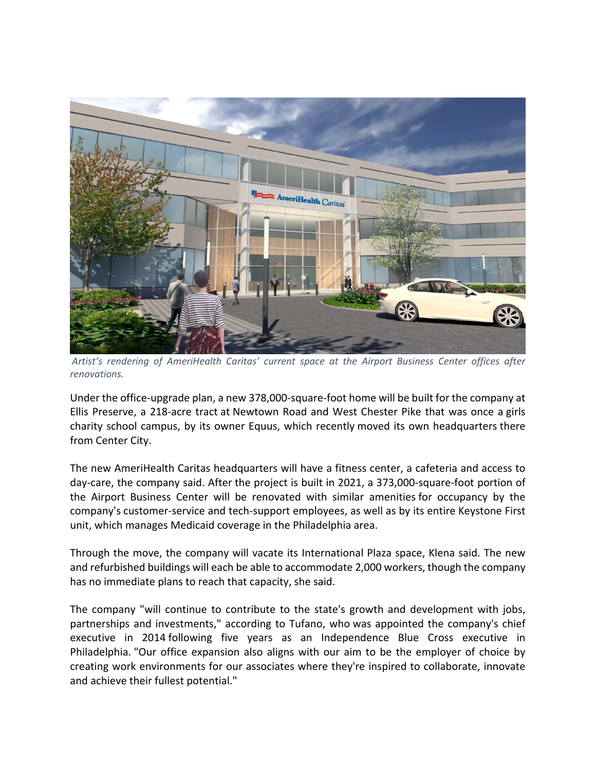*Artist's rendering of AmeriHealth Caritas' current space at the Airport Business Center offices after renovations.*

Under the office-upgrade plan, a new 378,000-square-foot home will be built for the company at Ellis Preserve, a 218-acre tract at Newtown Road and West Chester Pike that was once a girls charity school campus, by its owner Equus, which recently moved its own headquarters there from Center City.

The new AmeriHealth Caritas headquarters will have a fitness center, a cafeteria and access to day-care, the company said. After the project is built in 2021, a 373,000-square-foot portion of the Airport Business Center will be renovated with similar amenities for occupancy by the company's customer-service and tech-support employees, as well as by its entire Keystone First unit, which manages Medicaid coverage in the Philadelphia area.

Through the move, the company will vacate its International Plaza space, Klena said. The new and refurbished buildings will each be able to accommodate 2,000 workers, though the company has no immediate plans to reach that capacity, she said.

The company "will continue to contribute to the state's growth and development with jobs, partnerships and investments," according to Tufano, who was appointed the company's chief executive in 2014 following five years as an Independence Blue Cross executive in Philadelphia. "Our office expansion also aligns with our aim to be the employer of choice by creating work environments for our associates where they're inspired to collaborate, innovate and achieve their fullest potential."